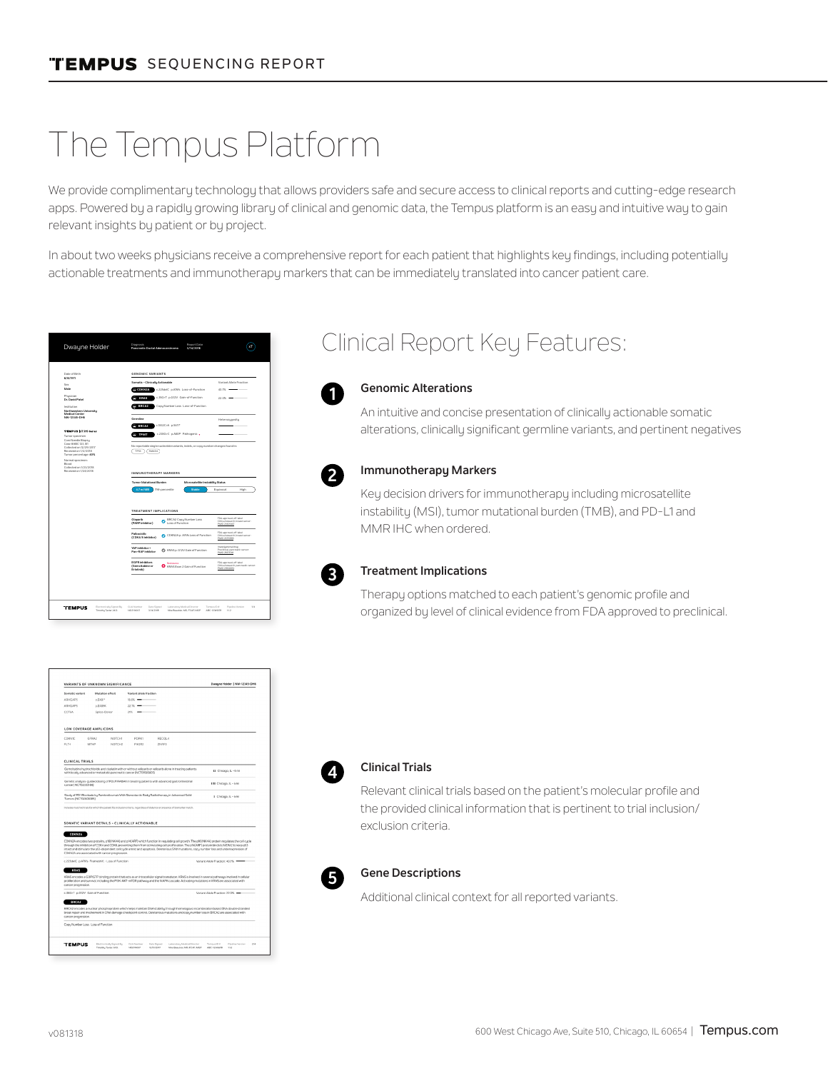TEMPUS SEQUENCING REPORT

# The Tempus Platform

We provide complimentary technology that allows providers safe and secure access to clinical reports and cutting-edge research apps. Powered by a rapidly growing library of clinical and genomic data, the Tempus platform is an easy and intuitive way to gain relevant insights by patient or by project.

In about two weeks physicians receive a comprehensive report for each patient that highlights key findings, including potentially actionable treatments and immunotherapy markers that can be immediately translated into cancer patient care.

## Clinical Report Key Features:

**1 Genomic Alterations**

An intuitive and concise presentation of clinically actionable somatic alterations, clinically significant germline variants, and pertinent negatives

**2 Immunotherapy Markers**

Key decision drivers for immunotherapy including microsatellite instability (MSI), tumor mutational burden (TMB), and PD-L1 and MMR IHC when ordered.

**3 Treatment Implications**

Therapy options matched to each patient's genomic profile and organized by level of clinical evidence from FDA approved to preclinical.

**4 Clinical Trials**

Relevant clinical trials based on the patient's molecular profile and the provided clinical information that is pertinent to trial inclusion/exclusion criteria.

**5 Gene Descriptions**

Additional clinical context for all reported variants.

v081318

600 West Chicago Ave, Suite 510, Chicago, IL 60654 | Tempus.com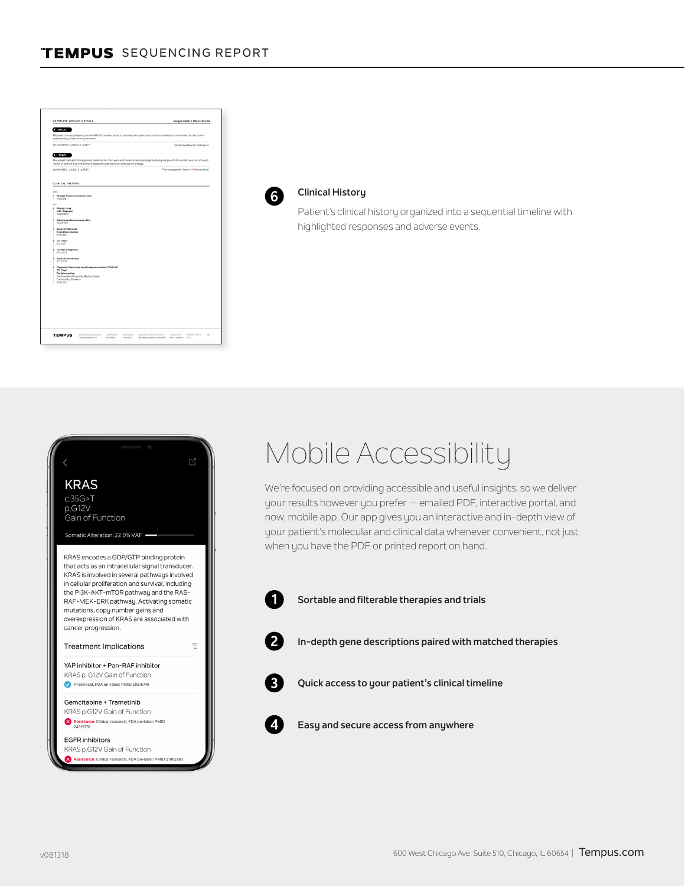# TEMPUS SEQUENCING REPORT

**6** **Clinical History**

Patient's clinical history organized into a sequential timeline with highlighted responses and adverse events.

KRAS
c.35G>T
p.G12V
Gain of Function

Somatic Alteration: 22.0% VAF

KRAS encodes a GDP/GTP binding protein that acts as an intracellular signal transducer. KRAS is involved in several pathways involved in cellular proliferation and survival, including the PI3K-AKT-mTOR pathway and the RAS-RAF-MEK-ERK pathway. Activating somatic mutations, copy number gains and overexpression of KRAS are associated with cancer progression.

Treatment Implications

YAP inhibitor + Pan-RAF inhibitor
KRAS p. G12V Gain of Function
Preclinical, FDA on-label: PMID 28576749

Gemcitabine + Trametinib
KRAS p.G12V Gain of Function
Resistance: Clinical research, FDA on-label: PMID 24915778

EGFR inhibitors
KRAS p.G12V Gain of Function
Resistance: Clinical research, FDA on-label: PMID 21862683

# Mobile Accessibility

We're focused on providing accessible and useful insights, so we deliver your results however you prefer — emailed PDF, interactive portal, and now, mobile app. Our app gives you an interactive and in-depth view of your patient's molecular and clinical data whenever convenient, not just when you have the PDF or printed report on hand.

1. **Sortable and filterable therapies and trials**
2. **In-depth gene descriptions paired with matched therapies**
3. **Quick access to your patient's clinical timeline**
4. **Easy and secure access from anywhere**

v081318

600 West Chicago Ave, Suite 510, Chicago, IL 60654 | Tempus.com